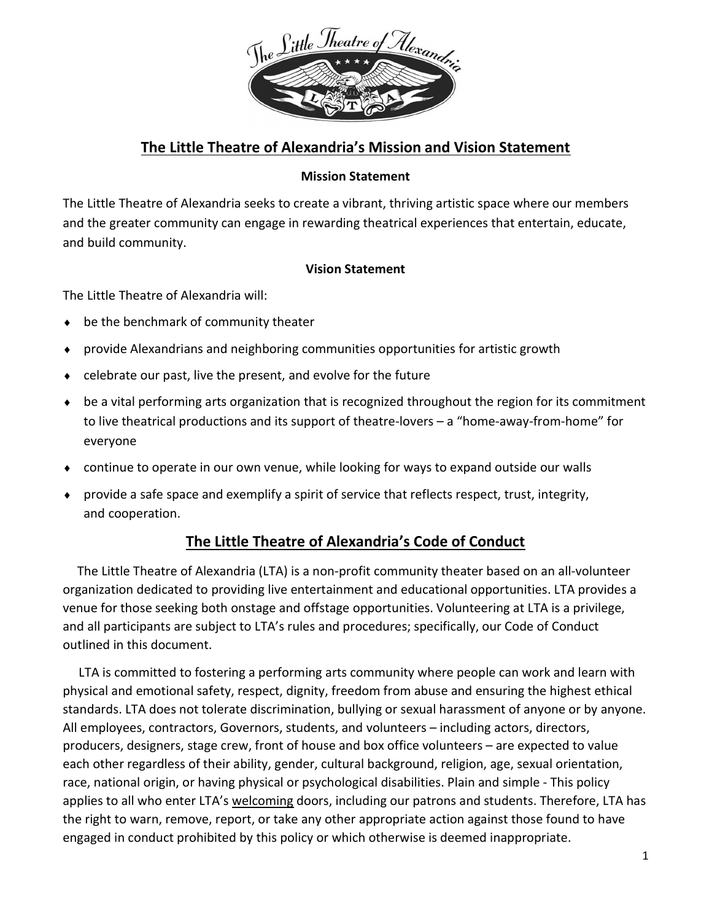## The Little Theatre of Alexandria's Mission and Vision Statement

**Mission Statement**

The Little Theatre of Alexandria seeks to create a vibrant, thriving artistic space where our members and the greater community can engage in rewarding theatrical experiences that entertain, educate, and build community.

**Vision Statement**

The Little Theatre of Alexandria will:

- be the benchmark of community theater
- provide Alexandrians and neighboring communities opportunities for artistic growth
- celebrate our past, live the present, and evolve for the future
- be a vital performing arts organization that is recognized throughout the region for its commitment to live theatrical productions and its support of theatre-lovers – a "home-away-from-home" for everyone
- continue to operate in our own venue, while looking for ways to expand outside our walls
- provide a safe space and exemplify a spirit of service that reflects respect, trust, integrity, and cooperation.

## The Little Theatre of Alexandria's Code of Conduct

The Little Theatre of Alexandria (LTA) is a non-profit community theater based on an all-volunteer organization dedicated to providing live entertainment and educational opportunities. LTA provides a venue for those seeking both onstage and offstage opportunities. Volunteering at LTA is a privilege, and all participants are subject to LTA's rules and procedures; specifically, our Code of Conduct outlined in this document.

LTA is committed to fostering a performing arts community where people can work and learn with physical and emotional safety, respect, dignity, freedom from abuse and ensuring the highest ethical standards. LTA does not tolerate discrimination, bullying or sexual harassment of anyone or by anyone. All employees, contractors, Governors, students, and volunteers – including actors, directors, producers, designers, stage crew, front of house and box office volunteers – are expected to value each other regardless of their ability, gender, cultural background, religion, age, sexual orientation, race, national origin, or having physical or psychological disabilities. Plain and simple - This policy applies to all who enter LTA's welcoming doors, including our patrons and students. Therefore, LTA has the right to warn, remove, report, or take any other appropriate action against those found to have engaged in conduct prohibited by this policy or which otherwise is deemed inappropriate.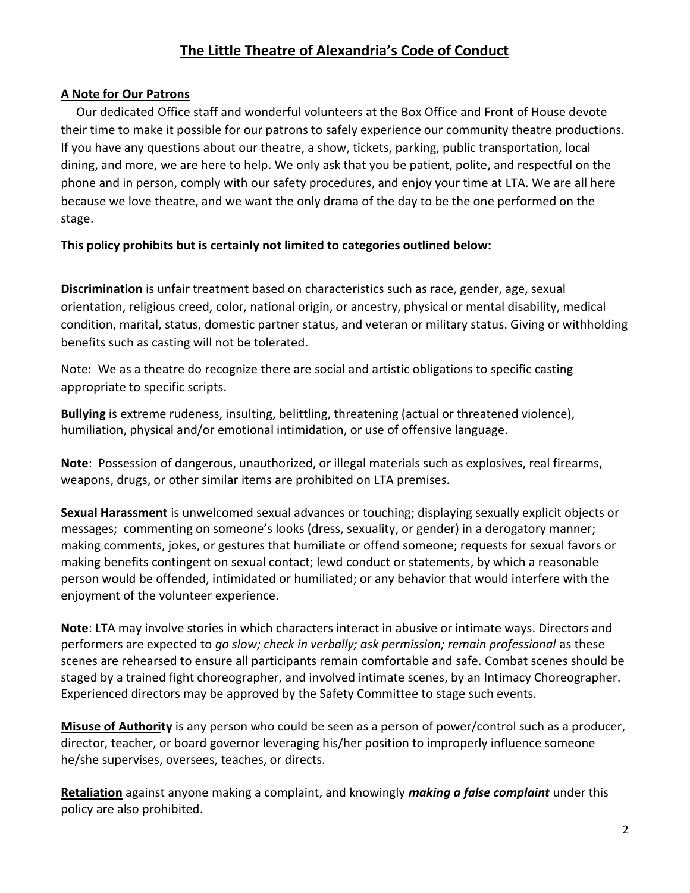# The Little Theatre of Alexandria's Code of Conduct

**A Note for Our Patrons**

Our dedicated Office staff and wonderful volunteers at the Box Office and Front of House devote their time to make it possible for our patrons to safely experience our community theatre productions. If you have any questions about our theatre, a show, tickets, parking, public transportation, local dining, and more, we are here to help. We only ask that you be patient, polite, and respectful on the phone and in person, comply with our safety procedures, and enjoy your time at LTA. We are all here because we love theatre, and we want the only drama of the day to be the one performed on the stage.

**This policy prohibits but is certainly not limited to categories outlined below:**

**Discrimination** is unfair treatment based on characteristics such as race, gender, age, sexual orientation, religious creed, color, national origin, or ancestry, physical or mental disability, medical condition, marital, status, domestic partner status, and veteran or military status. Giving or withholding benefits such as casting will not be tolerated.

Note: We as a theatre do recognize there are social and artistic obligations to specific casting appropriate to specific scripts.

**Bullying** is extreme rudeness, insulting, belittling, threatening (actual or threatened violence), humiliation, physical and/or emotional intimidation, or use of offensive language.

**Note**: Possession of dangerous, unauthorized, or illegal materials such as explosives, real firearms, weapons, drugs, or other similar items are prohibited on LTA premises.

**Sexual Harassment** is unwelcomed sexual advances or touching; displaying sexually explicit objects or messages; commenting on someone's looks (dress, sexuality, or gender) in a derogatory manner; making comments, jokes, or gestures that humiliate or offend someone; requests for sexual favors or making benefits contingent on sexual contact; lewd conduct or statements, by which a reasonable person would be offended, intimidated or humiliated; or any behavior that would interfere with the enjoyment of the volunteer experience.

**Note**: LTA may involve stories in which characters interact in abusive or intimate ways. Directors and performers are expected to *go slow; check in verbally; ask permission; remain professional* as these scenes are rehearsed to ensure all participants remain comfortable and safe. Combat scenes should be staged by a trained fight choreographer, and involved intimate scenes, by an Intimacy Choreographer. Experienced directors may be approved by the Safety Committee to stage such events.

**Misuse of Authority** is any person who could be seen as a person of power/control such as a producer, director, teacher, or board governor leveraging his/her position to improperly influence someone he/she supervises, oversees, teaches, or directs.

**Retaliation** against anyone making a complaint, and knowingly ***making a false complaint*** under this policy are also prohibited.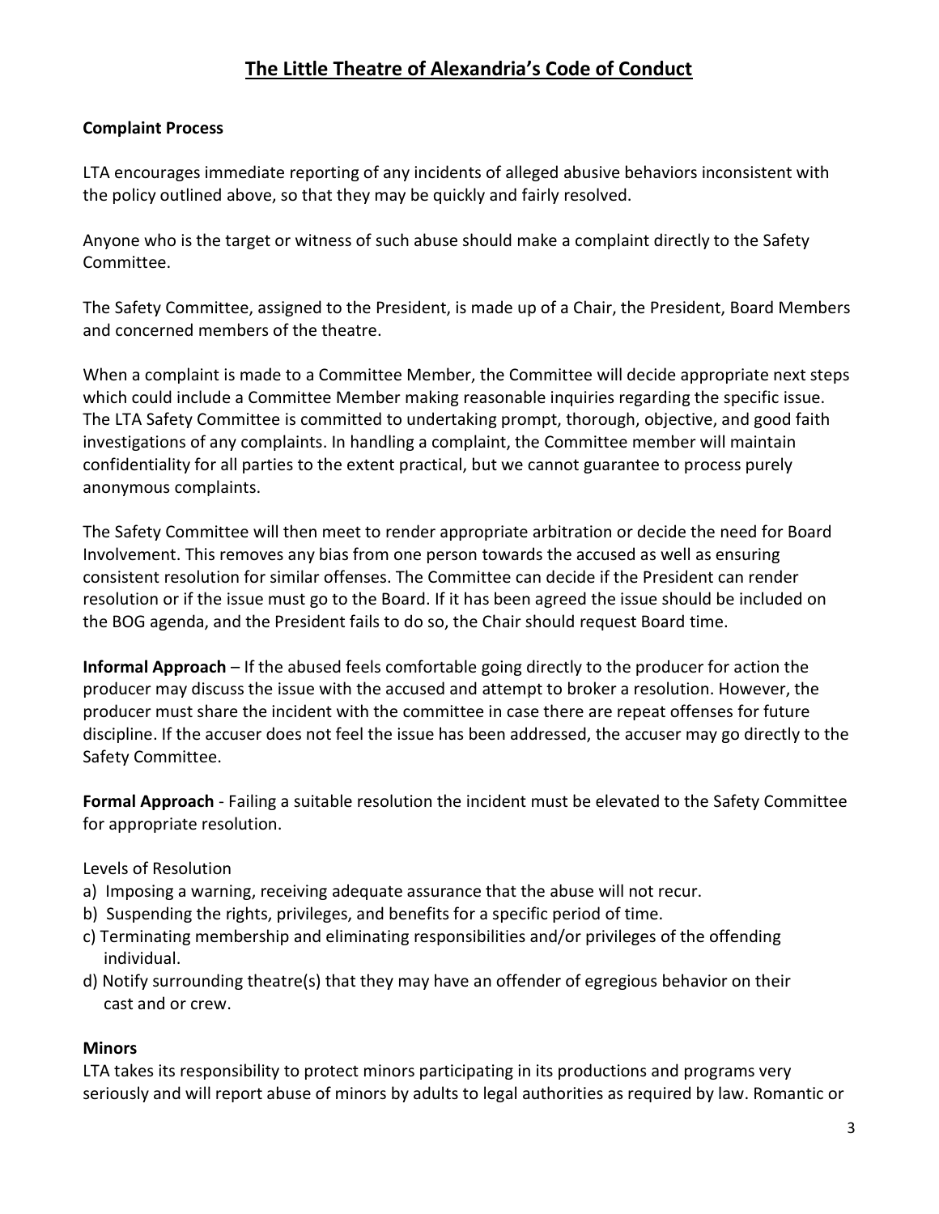# The Little Theatre of Alexandria's Code of Conduct

**Complaint Process**

LTA encourages immediate reporting of any incidents of alleged abusive behaviors inconsistent with the policy outlined above, so that they may be quickly and fairly resolved.

Anyone who is the target or witness of such abuse should make a complaint directly to the Safety Committee.

The Safety Committee, assigned to the President, is made up of a Chair, the President, Board Members and concerned members of the theatre.

When a complaint is made to a Committee Member, the Committee will decide appropriate next steps which could include a Committee Member making reasonable inquiries regarding the specific issue. The LTA Safety Committee is committed to undertaking prompt, thorough, objective, and good faith investigations of any complaints. In handling a complaint, the Committee member will maintain confidentiality for all parties to the extent practical, but we cannot guarantee to process purely anonymous complaints.

The Safety Committee will then meet to render appropriate arbitration or decide the need for Board Involvement. This removes any bias from one person towards the accused as well as ensuring consistent resolution for similar offenses. The Committee can decide if the President can render resolution or if the issue must go to the Board. If it has been agreed the issue should be included on the BOG agenda, and the President fails to do so, the Chair should request Board time.

**Informal Approach** – If the abused feels comfortable going directly to the producer for action the producer may discuss the issue with the accused and attempt to broker a resolution. However, the producer must share the incident with the committee in case there are repeat offenses for future discipline. If the accuser does not feel the issue has been addressed, the accuser may go directly to the Safety Committee.

**Formal Approach** - Failing a suitable resolution the incident must be elevated to the Safety Committee for appropriate resolution.

Levels of Resolution

a) Imposing a warning, receiving adequate assurance that the abuse will not recur.
b) Suspending the rights, privileges, and benefits for a specific period of time.
c) Terminating membership and eliminating responsibilities and/or privileges of the offending individual.
d) Notify surrounding theatre(s) that they may have an offender of egregious behavior on their cast and or crew.

**Minors**

LTA takes its responsibility to protect minors participating in its productions and programs very seriously and will report abuse of minors by adults to legal authorities as required by law. Romantic or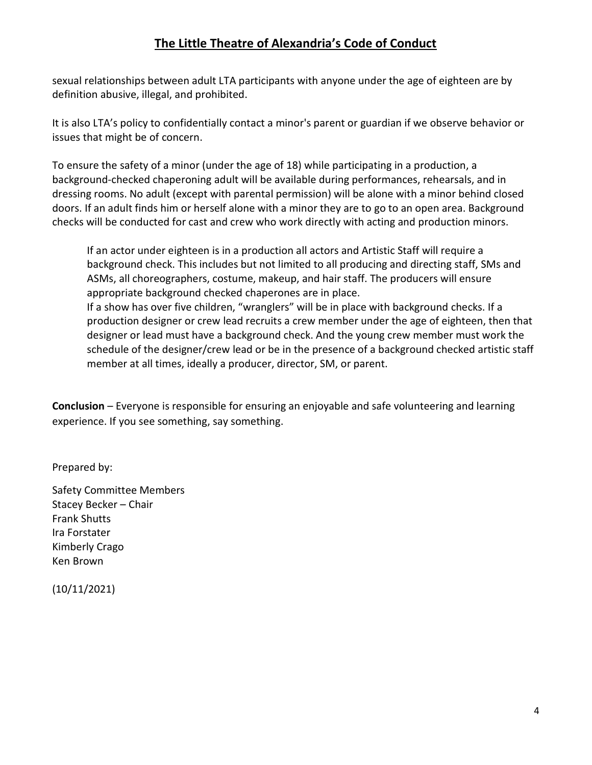sexual relationships between adult LTA participants with anyone under the age of eighteen are by definition abusive, illegal, and prohibited.

It is also LTA's policy to confidentially contact a minor's parent or guardian if we observe behavior or issues that might be of concern.

To ensure the safety of a minor (under the age of 18) while participating in a production, a background-checked chaperoning adult will be available during performances, rehearsals, and in dressing rooms. No adult (except with parental permission) will be alone with a minor behind closed doors. If an adult finds him or herself alone with a minor they are to go to an open area. Background checks will be conducted for cast and crew who work directly with acting and production minors.

> If an actor under eighteen is in a production all actors and Artistic Staff will require a background check. This includes but not limited to all producing and directing staff, SMs and ASMs, all choreographers, costume, makeup, and hair staff. The producers will ensure appropriate background checked chaperones are in place.
>
> If a show has over five children, "wranglers" will be in place with background checks. If a production designer or crew lead recruits a crew member under the age of eighteen, then that designer or lead must have a background check. And the young crew member must work the schedule of the designer/crew lead or be in the presence of a background checked artistic staff member at all times, ideally a producer, director, SM, or parent.

**Conclusion** – Everyone is responsible for ensuring an enjoyable and safe volunteering and learning experience. If you see something, say something.

Prepared by:

Safety Committee Members
Stacey Becker – Chair
Frank Shutts
Ira Forstater
Kimberly Crago
Ken Brown

(10/11/2021)